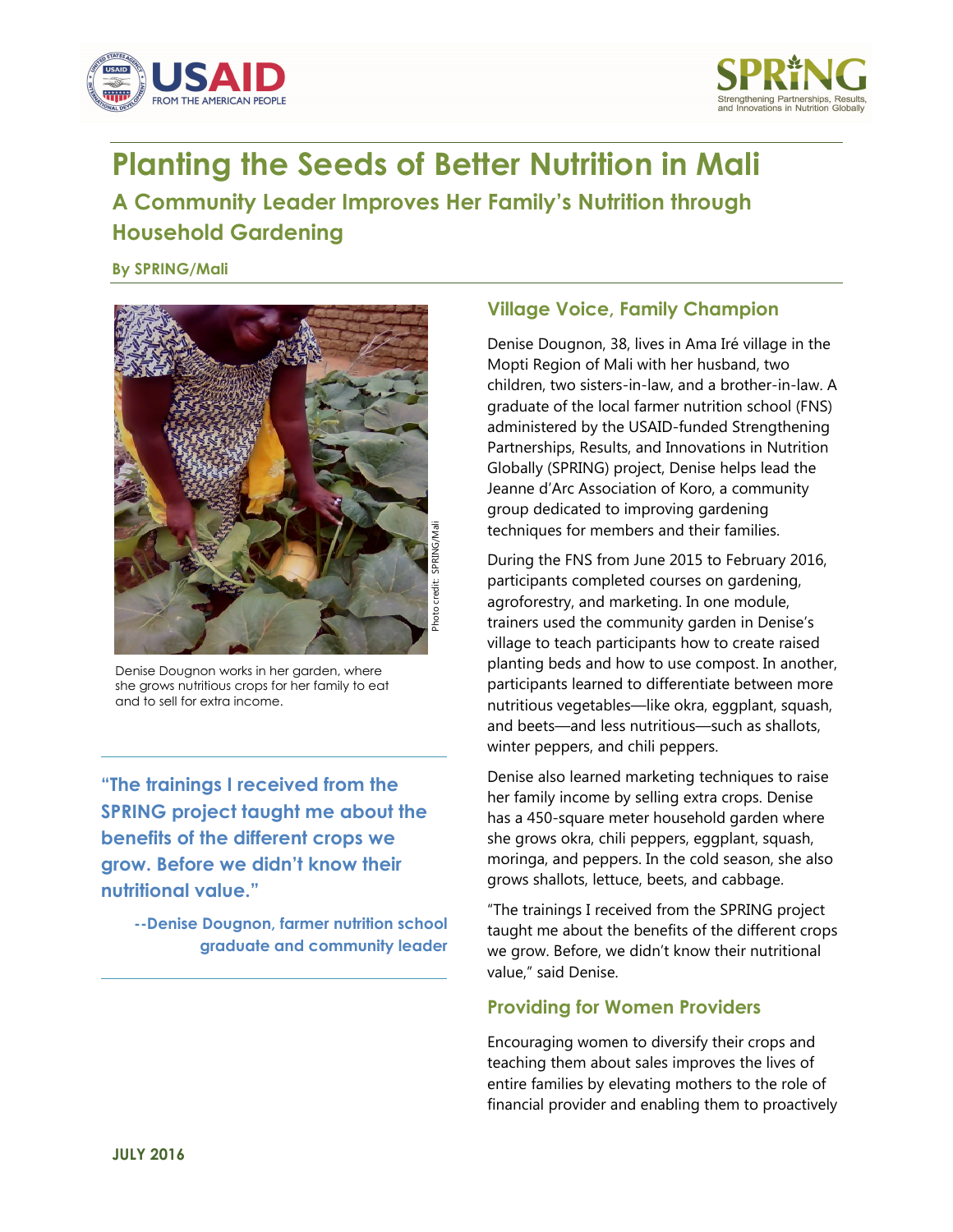# Planting the Seeds of Better Nutrition in Mali

## A Community Leader Improves Her Family's Nutrition through Household Gardening

**By SPRING/Mali**

Photo credit: SPRING/Mali

Denise Dougnon works in her garden, where she grows nutritious crops for her family to eat and to sell for extra income.

> **"The trainings I received from the SPRING project taught me about the benefits of the different crops we grow. Before we didn't know their nutritional value."**
>
> **--Denise Dougnon, farmer nutrition school graduate and community leader**

### Village Voice, Family Champion

Denise Dougnon, 38, lives in Ama Iré village in the Mopti Region of Mali with her husband, two children, two sisters-in-law, and a brother-in-law. A graduate of the local farmer nutrition school (FNS) administered by the USAID-funded Strengthening Partnerships, Results, and Innovations in Nutrition Globally (SPRING) project, Denise helps lead the Jeanne d'Arc Association of Koro, a community group dedicated to improving gardening techniques for members and their families.

During the FNS from June 2015 to February 2016, participants completed courses on gardening, agroforestry, and marketing. In one module, trainers used the community garden in Denise's village to teach participants how to create raised planting beds and how to use compost. In another, participants learned to differentiate between more nutritious vegetables—like okra, eggplant, squash, and beets—and less nutritious—such as shallots, winter peppers, and chili peppers.

Denise also learned marketing techniques to raise her family income by selling extra crops. Denise has a 450-square meter household garden where she grows okra, chili peppers, eggplant, squash, moringa, and peppers. In the cold season, she also grows shallots, lettuce, beets, and cabbage.

"The trainings I received from the SPRING project taught me about the benefits of the different crops we grow. Before, we didn't know their nutritional value," said Denise.

### Providing for Women Providers

Encouraging women to diversify their crops and teaching them about sales improves the lives of entire families by elevating mothers to the role of financial provider and enabling them to proactively

**JULY 2016**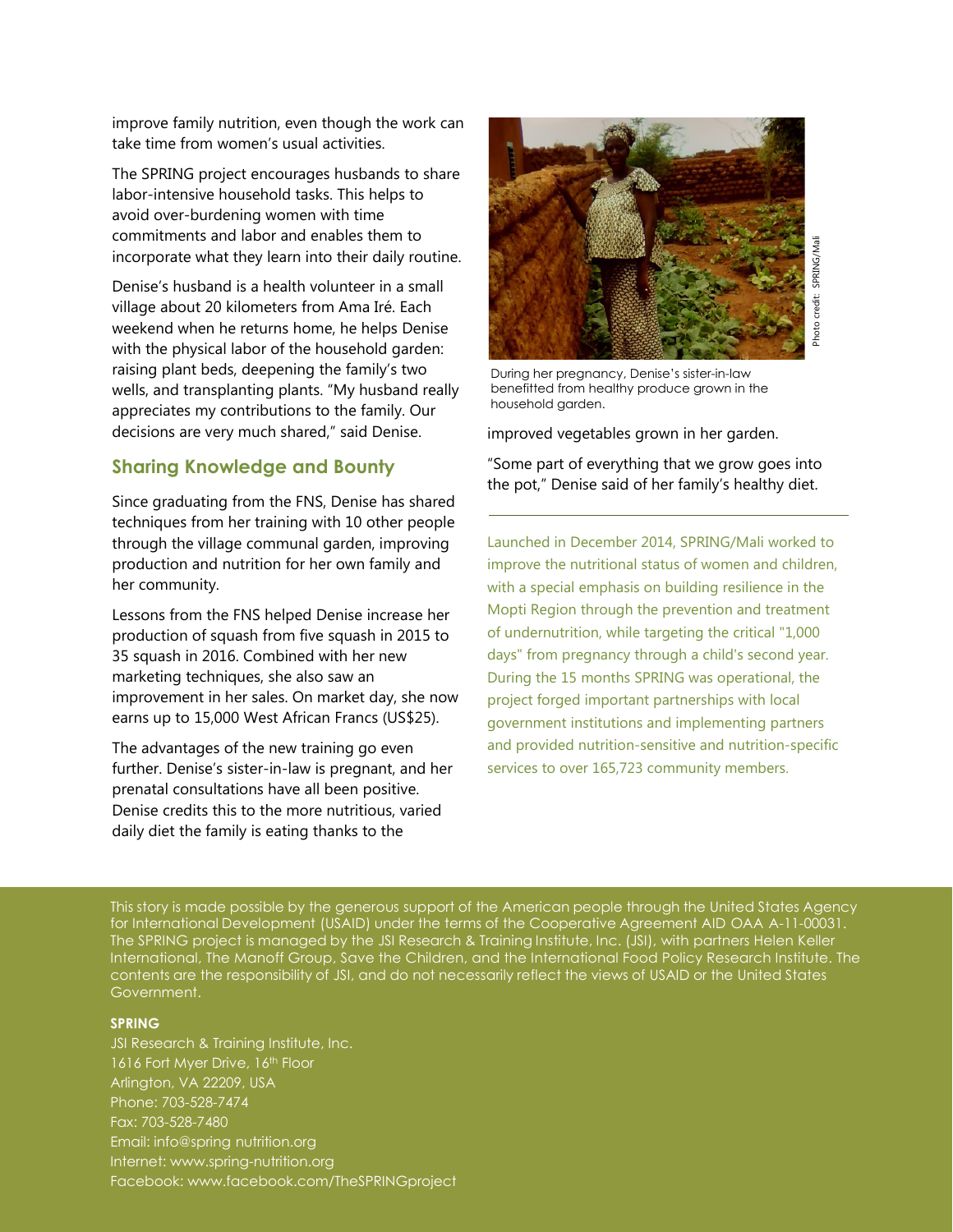improve family nutrition, even though the work can take time from women's usual activities.

The SPRING project encourages husbands to share labor-intensive household tasks. This helps to avoid over-burdening women with time commitments and labor and enables them to incorporate what they learn into their daily routine.

Denise's husband is a health volunteer in a small village about 20 kilometers from Ama Iré. Each weekend when he returns home, he helps Denise with the physical labor of the household garden: raising plant beds, deepening the family's two wells, and transplanting plants. "My husband really appreciates my contributions to the family. Our decisions are very much shared," said Denise.

## Sharing Knowledge and Bounty

Since graduating from the FNS, Denise has shared techniques from her training with 10 other people through the village communal garden, improving production and nutrition for her own family and her community.

Lessons from the FNS helped Denise increase her production of squash from five squash in 2015 to 35 squash in 2016. Combined with her new marketing techniques, she also saw an improvement in her sales. On market day, she now earns up to 15,000 West African Francs (US$25).

The advantages of the new training go even further. Denise's sister-in-law is pregnant, and her prenatal consultations have all been positive. Denise credits this to the more nutritious, varied daily diet the family is eating thanks to the improved vegetables grown in her garden.

Photo credit: SPRING/Mali

During her pregnancy, Denise's sister-in-law benefitted from healthy produce grown in the household garden.

"Some part of everything that we grow goes into the pot," Denise said of her family's healthy diet.

---

Launched in December 2014, SPRING/Mali worked to improve the nutritional status of women and children, with a special emphasis on building resilience in the Mopti Region through the prevention and treatment of undernutrition, while targeting the critical "1,000 days" from pregnancy through a child's second year. During the 15 months SPRING was operational, the project forged important partnerships with local government institutions and implementing partners and provided nutrition-sensitive and nutrition-specific services to over 165,723 community members.

This story is made possible by the generous support of the American people through the United States Agency for International Development (USAID) under the terms of the Cooperative Agreement AID OAA A-11-00031. The SPRING project is managed by the JSI Research & Training Institute, Inc. (JSI), with partners Helen Keller International, The Manoff Group, Save the Children, and the International Food Policy Research Institute. The contents are the responsibility of JSI, and do not necessarily reflect the views of USAID or the United States Government.

**SPRING**

JSI Research & Training Institute, Inc.
1616 Fort Myer Drive, 16th Floor
Arlington, VA 22209, USA
Phone: 703-528-7474
Fax: 703-528-7480
Email: info@spring nutrition.org
Internet: www.spring-nutrition.org
Facebook: www.facebook.com/TheSPRINGproject